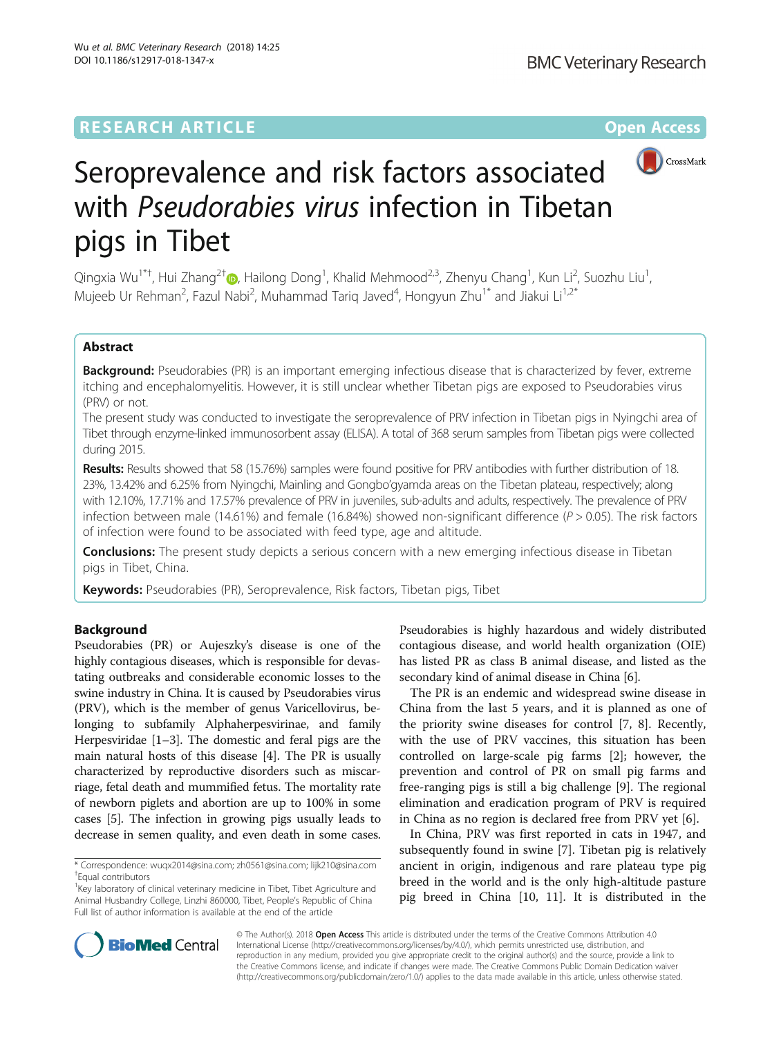**RESEARCH ARTICLE** **Open Access**

# Seroprevalence and risk factors associated with *Pseudorabies virus* infection in Tibetan pigs in Tibet

Qingxia Wu[1*†], Hui Zhang[2†], Hailong Dong[1], Khalid Mehmood[2,3], Zhenyu Chang[1], Kun Li[2], Suozhu Liu[1], Mujeeb Ur Rehman[2], Fazul Nabi[2], Muhammad Tariq Javed[4], Hongyun Zhu[1*] and Jiakui Li[1,2*]

## Abstract

**Background:** Pseudorabies (PR) is an important emerging infectious disease that is characterized by fever, extreme itching and encephalomyelitis. However, it is still unclear whether Tibetan pigs are exposed to Pseudorabies virus (PRV) or not.

The present study was conducted to investigate the seroprevalence of PRV infection in Tibetan pigs in Nyingchi area of Tibet through enzyme-linked immunosorbent assay (ELISA). A total of 368 serum samples from Tibetan pigs were collected during 2015.

**Results:** Results showed that 58 (15.76%) samples were found positive for PRV antibodies with further distribution of 18.23%, 13.42% and 6.25% from Nyingchi, Mainling and Gongbo'gyamda areas on the Tibetan plateau, respectively; along with 12.10%, 17.71% and 17.57% prevalence of PRV in juveniles, sub-adults and adults, respectively. The prevalence of PRV infection between male (14.61%) and female (16.84%) showed non-significant difference ($P > 0.05$). The risk factors of infection were found to be associated with feed type, age and altitude.

**Conclusions:** The present study depicts a serious concern with a new emerging infectious disease in Tibetan pigs in Tibet, China.

**Keywords:** Pseudorabies (PR), Seroprevalence, Risk factors, Tibetan pigs, Tibet

## Background

Pseudorabies (PR) or Aujeszky's disease is one of the highly contagious diseases, which is responsible for devastating outbreaks and considerable economic losses to the swine industry in China. It is caused by Pseudorabies virus (PRV), which is the member of genus Varicellovirus, belonging to subfamily Alphaherpesvirinae, and family Herpesviridae [1–3]. The domestic and feral pigs are the main natural hosts of this disease [4]. The PR is usually characterized by reproductive disorders such as miscarriage, fetal death and mummified fetus. The mortality rate of newborn piglets and abortion are up to 100% in some cases [5]. The infection in growing pigs usually leads to decrease in semen quality, and even death in some cases. Pseudorabies is highly hazardous and widely distributed contagious disease, and world health organization (OIE) has listed PR as class B animal disease, and listed as the secondary kind of animal disease in China [6].

The PR is an endemic and widespread swine disease in China from the last 5 years, and it is planned as one of the priority swine diseases for control [7, 8]. Recently, with the use of PRV vaccines, this situation has been controlled on large-scale pig farms [2]; however, the prevention and control of PR on small pig farms and free-ranging pigs is still a big challenge [9]. The regional elimination and eradication program of PRV is required in China as no region is declared free from PRV yet [6].

In China, PRV was first reported in cats in 1947, and subsequently found in swine [7]. Tibetan pig is relatively ancient in origin, indigenous and rare plateau type pig breed in the world and is the only high-altitude pasture pig breed in China [10, 11]. It is distributed in the

\* Correspondence: wuqx2014@sina.com; zh0561@sina.com; lijk210@sina.com
†Equal contributors
[1]Key laboratory of clinical veterinary medicine in Tibet, Tibet Agriculture and Animal Husbandry College, Linzhi 860000, Tibet, People's Republic of China
Full list of author information is available at the end of the article

© The Author(s). 2018 **Open Access** This article is distributed under the terms of the Creative Commons Attribution 4.0 International License (http://creativecommons.org/licenses/by/4.0/), which permits unrestricted use, distribution, and reproduction in any medium, provided you give appropriate credit to the original author(s) and the source, provide a link to the Creative Commons license, and indicate if changes were made. The Creative Commons Public Domain Dedication waiver (http://creativecommons.org/publicdomain/zero/1.0/) applies to the data made available in this article, unless otherwise stated.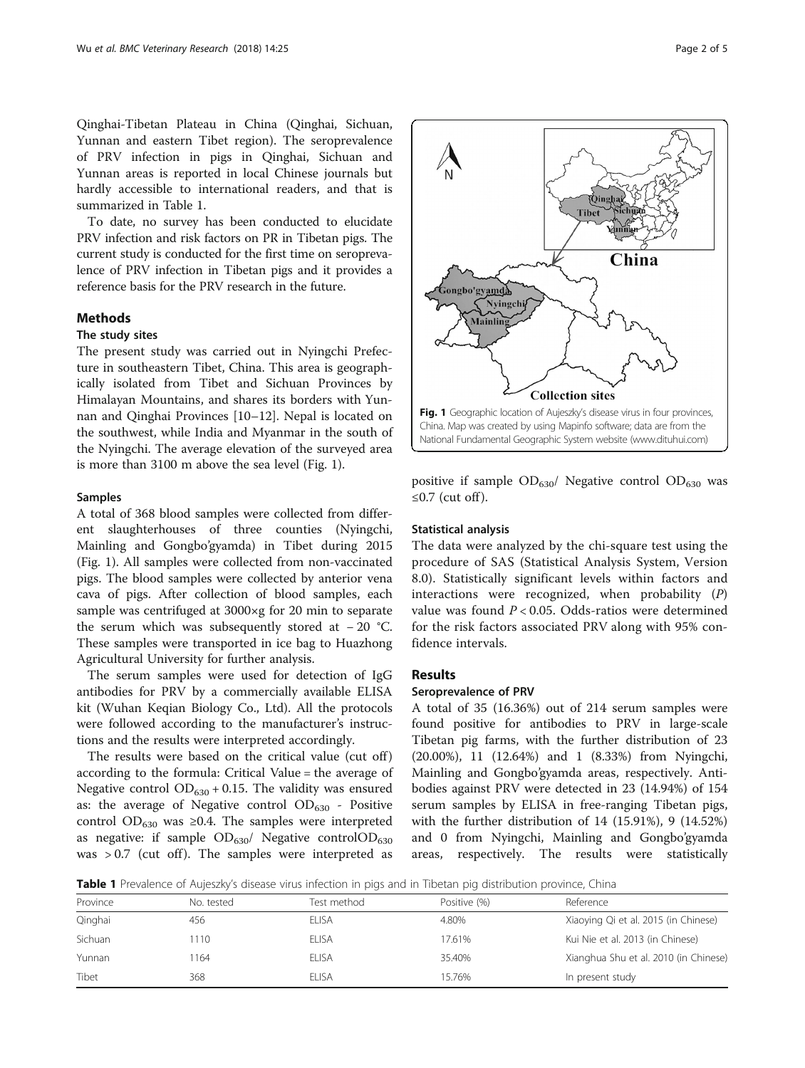Qinghai-Tibetan Plateau in China (Qinghai, Sichuan, Yunnan and eastern Tibet region). The seroprevalence of PRV infection in pigs in Qinghai, Sichuan and Yunnan areas is reported in local Chinese journals but hardly accessible to international readers, and that is summarized in Table 1.

To date, no survey has been conducted to elucidate PRV infection and risk factors on PR in Tibetan pigs. The current study is conducted for the first time on seroprevalence of PRV infection in Tibetan pigs and it provides a reference basis for the PRV research in the future.

## Methods

### The study sites

The present study was carried out in Nyingchi Prefecture in southeastern Tibet, China. This area is geographically isolated from Tibet and Sichuan Provinces by Himalayan Mountains, and shares its borders with Yunnan and Qinghai Provinces [10–12]. Nepal is located on the southwest, while India and Myanmar in the south of the Nyingchi. The average elevation of the surveyed area is more than 3100 m above the sea level (Fig. 1).

**Fig. 1** Geographic location of Aujeszky's disease virus in four provinces, China. Map was created by using Mapinfo software; data are from the National Fundamental Geographic System website (www.dituhui.com)

### Samples

A total of 368 blood samples were collected from different slaughterhouses of three counties (Nyingchi, Mainling and Gongbo'gyamda) in Tibet during 2015 (Fig. 1). All samples were collected from non-vaccinated pigs. The blood samples were collected by anterior vena cava of pigs. After collection of blood samples, each sample was centrifuged at 3000×g for 20 min to separate the serum which was subsequently stored at − 20 °C. These samples were transported in ice bag to Huazhong Agricultural University for further analysis.

The serum samples were used for detection of IgG antibodies for PRV by a commercially available ELISA kit (Wuhan Keqian Biology Co., Ltd). All the protocols were followed according to the manufacturer's instructions and the results were interpreted accordingly.

The results were based on the critical value (cut off) according to the formula: Critical Value = the average of Negative control $OD_{630}$ + 0.15. The validity was ensured as: the average of Negative control $OD_{630}$ - Positive control $OD_{630}$ was ≥0.4. The samples were interpreted as negative: if sample $OD_{630}$/ Negative control$OD_{630}$ was > 0.7 (cut off). The samples were interpreted as positive if sample $OD_{630}$/ Negative control $OD_{630}$ was ≤0.7 (cut off).

### Statistical analysis

The data were analyzed by the chi-square test using the procedure of SAS (Statistical Analysis System, Version 8.0). Statistically significant levels within factors and interactions were recognized, when probability (*P*) value was found $P < 0.05$. Odds-ratios were determined for the risk factors associated PRV along with 95% confidence intervals.

## Results

### Seroprevalence of PRV

A total of 35 (16.36%) out of 214 serum samples were found positive for antibodies to PRV in large-scale Tibetan pig farms, with the further distribution of 23 (20.00%), 11 (12.64%) and 1 (8.33%) from Nyingchi, Mainling and Gongbo'gyamda areas, respectively. Antibodies against PRV were detected in 23 (14.94%) of 154 serum samples by ELISA in free-ranging Tibetan pigs, with the further distribution of 14 (15.91%), 9 (14.52%) and 0 from Nyingchi, Mainling and Gongbo'gyamda areas, respectively. The results were statistically

**Table 1** Prevalence of Aujeszky's disease virus infection in pigs and in Tibetan pig distribution province, China

| Province | No. tested | Test method | Positive (%) | Reference |
|---|---|---|---|---|
| Qinghai | 456 | ELISA | 4.80% | Xiaoying Qi et al. 2015 (in Chinese) |
| Sichuan | 1110 | ELISA | 17.61% | Kui Nie et al. 2013 (in Chinese) |
| Yunnan | 1164 | ELISA | 35.40% | Xianghua Shu et al. 2010 (in Chinese) |
| Tibet | 368 | ELISA | 15.76% | In present study |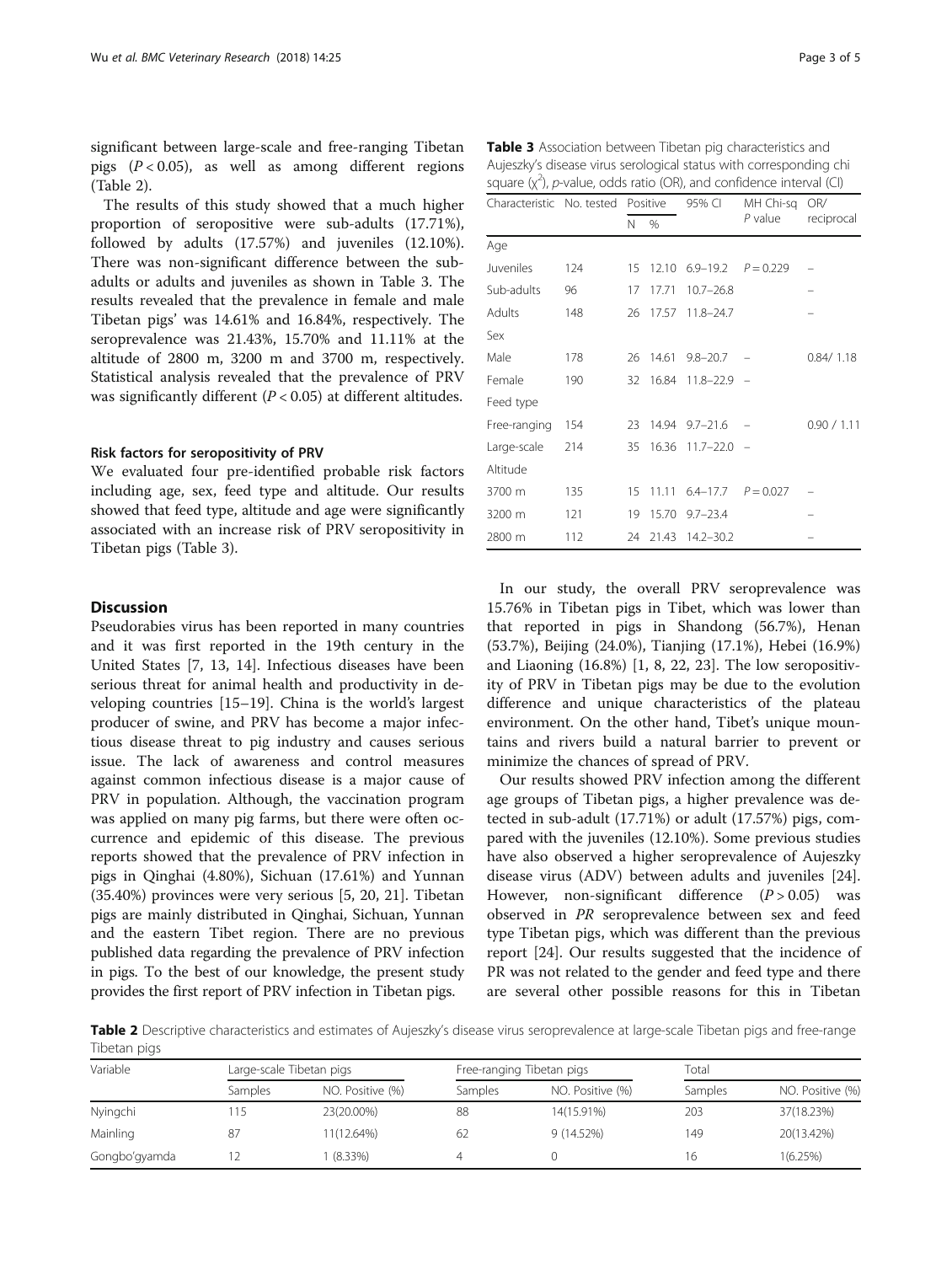significant between large-scale and free-ranging Tibetan pigs ($P < 0.05$), as well as among different regions (Table 2).

The results of this study showed that a much higher proportion of seropositive were sub-adults (17.71%), followed by adults (17.57%) and juveniles (12.10%). There was non-significant difference between the sub-adults or adults and juveniles as shown in Table 3. The results revealed that the prevalence in female and male Tibetan pigs' was 14.61% and 16.84%, respectively. The seroprevalence was 21.43%, 15.70% and 11.11% at the altitude of 2800 m, 3200 m and 3700 m, respectively. Statistical analysis revealed that the prevalence of PRV was significantly different ($P < 0.05$) at different altitudes.

### Risk factors for seropositivity of PRV

We evaluated four pre-identified probable risk factors including age, sex, feed type and altitude. Our results showed that feed type, altitude and age were significantly associated with an increase risk of PRV seropositivity in Tibetan pigs (Table 3).

**Table 3** Association between Tibetan pig characteristics and Aujeszky's disease virus serological status with corresponding chi square ($\chi^2$), *p*-value, odds ratio (OR), and confidence interval (CI)

| Characteristic | No. tested | Positive | | 95% CI | MH Chi-sq *P* value | OR/ reciprocal |
|---|---|---|---|---|---|---|
| | | N | % | | | |
| Age | | | | | | |
| Juveniles | 124 | 15 | 12.10 | 6.9–19.2 | $P = 0.229$ | – |
| Sub-adults | 96 | 17 | 17.71 | 10.7–26.8 | | – |
| Adults | 148 | 26 | 17.57 | 11.8–24.7 | | – |
| Sex | | | | | | |
| Male | 178 | 26 | 14.61 | 9.8–20.7 | – | 0.84/ 1.18 |
| Female | 190 | 32 | 16.84 | 11.8–22.9 | – | |
| Feed type | | | | | | |
| Free-ranging | 154 | 23 | 14.94 | 9.7–21.6 | – | 0.90 / 1.11 |
| Large-scale | 214 | 35 | 16.36 | 11.7–22.0 | – | |
| Altitude | | | | | | |
| 3700 m | 135 | 15 | 11.11 | 6.4–17.7 | $P = 0.027$ | – |
| 3200 m | 121 | 19 | 15.70 | 9.7–23.4 | | – |
| 2800 m | 112 | 24 | 21.43 | 14.2–30.2 | | – |

## Discussion

Pseudorabies virus has been reported in many countries and it was first reported in the 19th century in the United States [7, 13, 14]. Infectious diseases have been serious threat for animal health and productivity in developing countries [15–19]. China is the world's largest producer of swine, and PRV has become a major infectious disease threat to pig industry and causes serious issue. The lack of awareness and control measures against common infectious disease is a major cause of PRV in population. Although, the vaccination program was applied on many pig farms, but there were often occurrence and epidemic of this disease. The previous reports showed that the prevalence of PRV infection in pigs in Qinghai (4.80%), Sichuan (17.61%) and Yunnan (35.40%) provinces were very serious [5, 20, 21]. Tibetan pigs are mainly distributed in Qinghai, Sichuan, Yunnan and the eastern Tibet region. There are no previous published data regarding the prevalence of PRV infection in pigs. To the best of our knowledge, the present study provides the first report of PRV infection in Tibetan pigs.

In our study, the overall PRV seroprevalence was 15.76% in Tibetan pigs in Tibet, which was lower than that reported in pigs in Shandong (56.7%), Henan (53.7%), Beijing (24.0%), Tianjing (17.1%), Hebei (16.9%) and Liaoning (16.8%) [1, 8, 22, 23]. The low seropositivity of PRV in Tibetan pigs may be due to the evolution difference and unique characteristics of the plateau environment. On the other hand, Tibet's unique mountains and rivers build a natural barrier to prevent or minimize the chances of spread of PRV.

Our results showed PRV infection among the different age groups of Tibetan pigs, a higher prevalence was detected in sub-adult (17.71%) or adult (17.57%) pigs, compared with the juveniles (12.10%). Some previous studies have also observed a higher seroprevalence of Aujeszky disease virus (ADV) between adults and juveniles [24]. However, non-significant difference ($P > 0.05$) was observed in *PR* seroprevalence between sex and feed type Tibetan pigs, which was different than the previous report [24]. Our results suggested that the incidence of PR was not related to the gender and feed type and there are several other possible reasons for this in Tibetan

**Table 2** Descriptive characteristics and estimates of Aujeszky's disease virus seroprevalence at large-scale Tibetan pigs and free-range Tibetan pigs

| Variable | Large-scale Tibetan pigs | | Free-ranging Tibetan pigs | | Total | |
|---|---|---|---|---|---|---|
| | Samples | NO. Positive (%) | Samples | NO. Positive (%) | Samples | NO. Positive (%) |
| Nyingchi | 115 | 23(20.00%) | 88 | 14(15.91%) | 203 | 37(18.23%) |
| Mainling | 87 | 11(12.64%) | 62 | 9 (14.52%) | 149 | 20(13.42%) |
| Gongbo'gyamda | 12 | 1 (8.33%) | 4 | 0 | 16 | 1(6.25%) |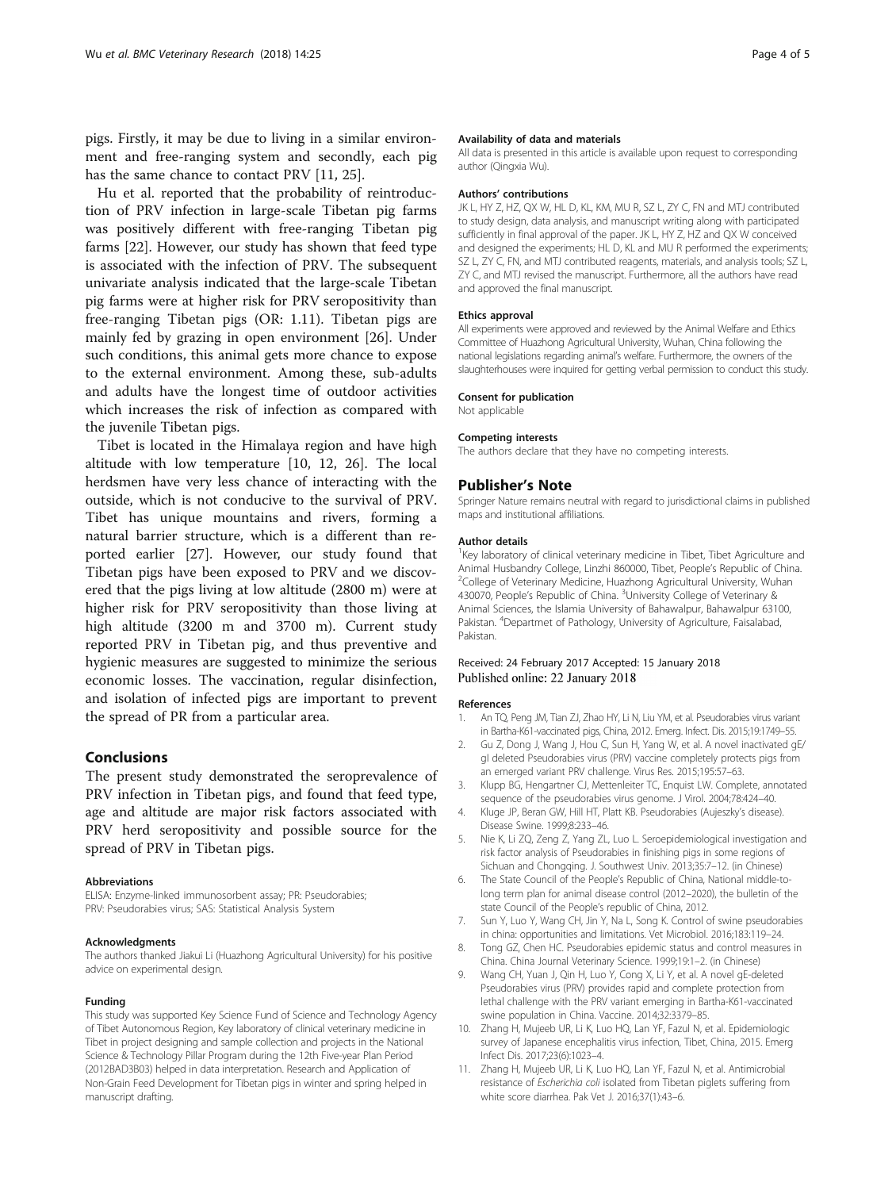pigs. Firstly, it may be due to living in a similar environment and free-ranging system and secondly, each pig has the same chance to contact PRV [11, 25].

Hu et al. reported that the probability of reintroduction of PRV infection in large-scale Tibetan pig farms was positively different with free-ranging Tibetan pig farms [22]. However, our study has shown that feed type is associated with the infection of PRV. The subsequent univariate analysis indicated that the large-scale Tibetan pig farms were at higher risk for PRV seropositivity than free-ranging Tibetan pigs (OR: 1.11). Tibetan pigs are mainly fed by grazing in open environment [26]. Under such conditions, this animal gets more chance to expose to the external environment. Among these, sub-adults and adults have the longest time of outdoor activities which increases the risk of infection as compared with the juvenile Tibetan pigs.

Tibet is located in the Himalaya region and have high altitude with low temperature [10, 12, 26]. The local herdsmen have very less chance of interacting with the outside, which is not conducive to the survival of PRV. Tibet has unique mountains and rivers, forming a natural barrier structure, which is a different than reported earlier [27]. However, our study found that Tibetan pigs have been exposed to PRV and we discovered that the pigs living at low altitude (2800 m) were at higher risk for PRV seropositivity than those living at high altitude (3200 m and 3700 m). Current study reported PRV in Tibetan pig, and thus preventive and hygienic measures are suggested to minimize the serious economic losses. The vaccination, regular disinfection, and isolation of infected pigs are important to prevent the spread of PR from a particular area.

## Conclusions

The present study demonstrated the seroprevalence of PRV infection in Tibetan pigs, and found that feed type, age and altitude are major risk factors associated with PRV herd seropositivity and possible source for the spread of PRV in Tibetan pigs.

#### Abbreviations

ELISA: Enzyme-linked immunosorbent assay; PR: Pseudorabies; PRV: Pseudorabies virus; SAS: Statistical Analysis System

#### Acknowledgments

The authors thanked Jiakui Li (Huazhong Agricultural University) for his positive advice on experimental design.

#### Funding

This study was supported Key Science Fund of Science and Technology Agency of Tibet Autonomous Region, Key laboratory of clinical veterinary medicine in Tibet in project designing and sample collection and projects in the National Science & Technology Pillar Program during the 12th Five-year Plan Period (2012BAD3B03) helped in data interpretation. Research and Application of Non-Grain Feed Development for Tibetan pigs in winter and spring helped in manuscript drafting.

#### Availability of data and materials

All data is presented in this article is available upon request to corresponding author (Qingxia Wu).

#### Authors' contributions

JK L, HY Z, HZ, QX W, HL D, KL, KM, MU R, SZ L, ZY C, FN and MTJ contributed to study design, data analysis, and manuscript writing along with participated sufficiently in final approval of the paper. JK L, HY Z, HZ and QX W conceived and designed the experiments; HL D, KL and MU R performed the experiments; SZ L, ZY C, FN, and MTJ contributed reagents, materials, and analysis tools; SZ L, ZY C, and MTJ revised the manuscript. Furthermore, all the authors have read and approved the final manuscript.

#### Ethics approval

All experiments were approved and reviewed by the Animal Welfare and Ethics Committee of Huazhong Agricultural University, Wuhan, China following the national legislations regarding animal's welfare. Furthermore, the owners of the slaughterhouses were inquired for getting verbal permission to conduct this study.

#### Consent for publication

Not applicable

#### Competing interests

The authors declare that they have no competing interests.

## Publisher's Note

Springer Nature remains neutral with regard to jurisdictional claims in published maps and institutional affiliations.

#### Author details

[1]Key laboratory of clinical veterinary medicine in Tibet, Tibet Agriculture and Animal Husbandry College, Linzhi 860000, Tibet, People's Republic of China. [2]College of Veterinary Medicine, Huazhong Agricultural University, Wuhan 430070, People's Republic of China. [3]University College of Veterinary & Animal Sciences, the Islamia University of Bahawalpur, Bahawalpur 63100, Pakistan. [4]Departmet of Pathology, University of Agriculture, Faisalabad, Pakistan.

Received: 24 February 2017 Accepted: 15 January 2018
Published online: 22 January 2018

#### References

1. An TQ, Peng JM, Tian ZJ, Zhao HY, Li N, Liu YM, et al. Pseudorabies virus variant in Bartha-K61-vaccinated pigs, China, 2012. Emerg. Infect. Dis. 2015;19:1749–55.
2. Gu Z, Dong J, Wang J, Hou C, Sun H, Yang W, et al. A novel inactivated gE/gI deleted Pseudorabies virus (PRV) vaccine completely protects pigs from an emerged variant PRV challenge. Virus Res. 2015;195:57–63.
3. Klupp BG, Hengartner CJ, Mettenleiter TC, Enquist LW. Complete, annotated sequence of the pseudorabies virus genome. J Virol. 2004;78:424–40.
4. Kluge JP, Beran GW, Hill HT, Platt KB. Pseudorabies (Aujeszky's disease). Disease Swine. 1999;8:233–46.
5. Nie K, Li ZQ, Zeng Z, Yang ZL, Luo L. Seroepidemiological investigation and risk factor analysis of Pseudorabies in finishing pigs in some regions of Sichuan and Chongqing. J. Southwest Univ. 2013;35:7–12. (in Chinese)
6. The State Council of the People's Republic of China, National middle-to-long term plan for animal disease control (2012–2020), the bulletin of the state Council of the People's republic of China, 2012.
7. Sun Y, Luo Y, Wang CH, Jin Y, Na L, Song K. Control of swine pseudorabies in china: opportunities and limitations. Vet Microbiol. 2016;183:119–24.
8. Tong GZ, Chen HC. Pseudorabies epidemic status and control measures in China. China Journal Veterinary Science. 1999;19:1–2. (in Chinese)
9. Wang CH, Yuan J, Qin H, Luo Y, Cong X, Li Y, et al. A novel gE-deleted Pseudorabies virus (PRV) provides rapid and complete protection from lethal challenge with the PRV variant emerging in Bartha-K61-vaccinated swine population in China. Vaccine. 2014;32:3379–85.
10. Zhang H, Mujeeb UR, Li K, Luo HQ, Lan YF, Fazul N, et al. Epidemiologic survey of Japanese encephalitis virus infection, Tibet, China, 2015. Emerg Infect Dis. 2017;23(6):1023–4.
11. Zhang H, Mujeeb UR, Li K, Luo HQ, Lan YF, Fazul N, et al. Antimicrobial resistance of *Escherichia coli* isolated from Tibetan piglets suffering from white score diarrhea. Pak Vet J. 2016;37(1):43–6.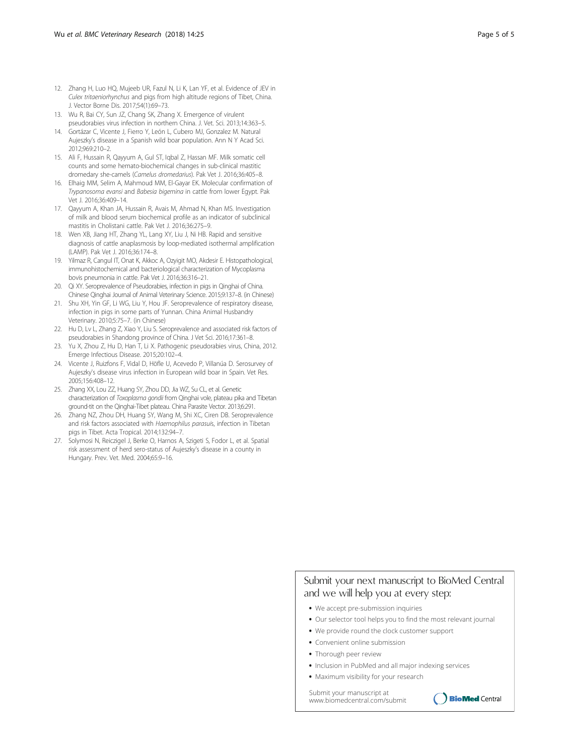12. Zhang H, Luo HQ, Mujeeb UR, Fazul N, Li K, Lan YF, et al. Evidence of JEV in *Culex tritaeniorhynchus* and pigs from high altitude regions of Tibet, China. J. Vector Borne Dis. 2017;54(1):69–73.
13. Wu R, Bai CY, Sun JZ, Chang SK, Zhang X. Emergence of virulent pseudorabies virus infection in northern China. J. Vet. Sci. 2013;14:363–5.
14. Gortázar C, Vicente J, Fierro Y, León L, Cubero MJ, Gonzalez M. Natural Aujeszky's disease in a Spanish wild boar population. Ann N Y Acad Sci. 2012;969:210–2.
15. Ali F, Hussain R, Qayyum A, Gul ST, Iqbal Z, Hassan MF. Milk somatic cell counts and some hemato-biochemical changes in sub-clinical mastitic dromedary she-camels (*Camelus dromedarius*). Pak Vet J. 2016;36:405–8.
16. Elhaig MM, Selim A, Mahmoud MM, El-Gayar EK. Molecular confirmation of *Trypanosoma evansi* and *Babesia bigemina* in cattle from lower Egypt. Pak Vet J. 2016;36:409–14.
17. Qayyum A, Khan JA, Hussain R, Avais M, Ahmad N, Khan MS. Investigation of milk and blood serum biochemical profile as an indicator of subclinical mastitis in Cholistani cattle. Pak Vet J. 2016;36:275–9.
18. Wen XB, Jiang HT, Zhang YL, Lang XY, Liu J, Ni HB. Rapid and sensitive diagnosis of cattle anaplasmosis by loop-mediated isothermal amplification (LAMP). Pak Vet J. 2016;36:174–8.
19. Yilmaz R, Cangul IT, Onat K, Akkoc A, Ozyigit MO, Akdesir E. Histopathological, immunohistochemical and bacteriological characterization of Mycoplasma bovis pneumonia in cattle. Pak Vet J. 2016;36:316–21.
20. Qi XY. Seroprevalence of Pseudorabies, infection in pigs in Qinghai of China. Chinese Qinghai Journal of Animal Veterinary Science. 2015;9:137–8. (in Chinese)
21. Shu XH, Yin GF, Li WG, Liu Y, Hou JF. Seroprevalence of respiratory disease, infection in pigs in some parts of Yunnan. China Animal Husbandry Veterinary. 2010;5:75–7. (in Chinese)
22. Hu D, Lv L, Zhang Z, Xiao Y, Liu S. Seroprevalence and associated risk factors of pseudorabies in Shandong province of China. J Vet Sci. 2016;17:361–8.
23. Yu X, Zhou Z, Hu D, Han T, Li X. Pathogenic pseudorabies virus, China, 2012. Emerge Infectious Disease. 2015;20:102–4.
24. Vicente J, Ruizfons F, Vidal D, Höfle U, Acevedo P, Villanúa D. Serosurvey of Aujeszky's disease virus infection in European wild boar in Spain. Vet Res. 2005;156:408–12.
25. Zhang XX, Lou ZZ, Huang SY, Zhou DD, Jia WZ, Su CL, et al. Genetic characterization of *Toxoplasma gondii* from Qinghai vole, plateau pika and Tibetan ground-tit on the Qinghai-Tibet plateau. China Parasite Vector. 2013;6:291.
26. Zhang NZ, Zhou DH, Huang SY, Wang M, Shi XC, Ciren DB. Seroprevalence and risk factors associated with *Haemophilus parasuis*, infection in Tibetan pigs in Tibet. Acta Tropical. 2014;132:94–7.
27. Solymosi N, Reiczigel J, Berke O, Harnos A, Szigeti S, Fodor L, et al. Spatial risk assessment of herd sero-status of Aujeszky's disease in a county in Hungary. Prev. Vet. Med. 2004;65:9–16.

Submit your next manuscript to BioMed Central and we will help you at every step:

- We accept pre-submission inquiries
- Our selector tool helps you to find the most relevant journal
- We provide round the clock customer support
- Convenient online submission
- Thorough peer review
- Inclusion in PubMed and all major indexing services
- Maximum visibility for your research

Submit your manuscript at www.biomedcentral.com/submit

BioMed Central